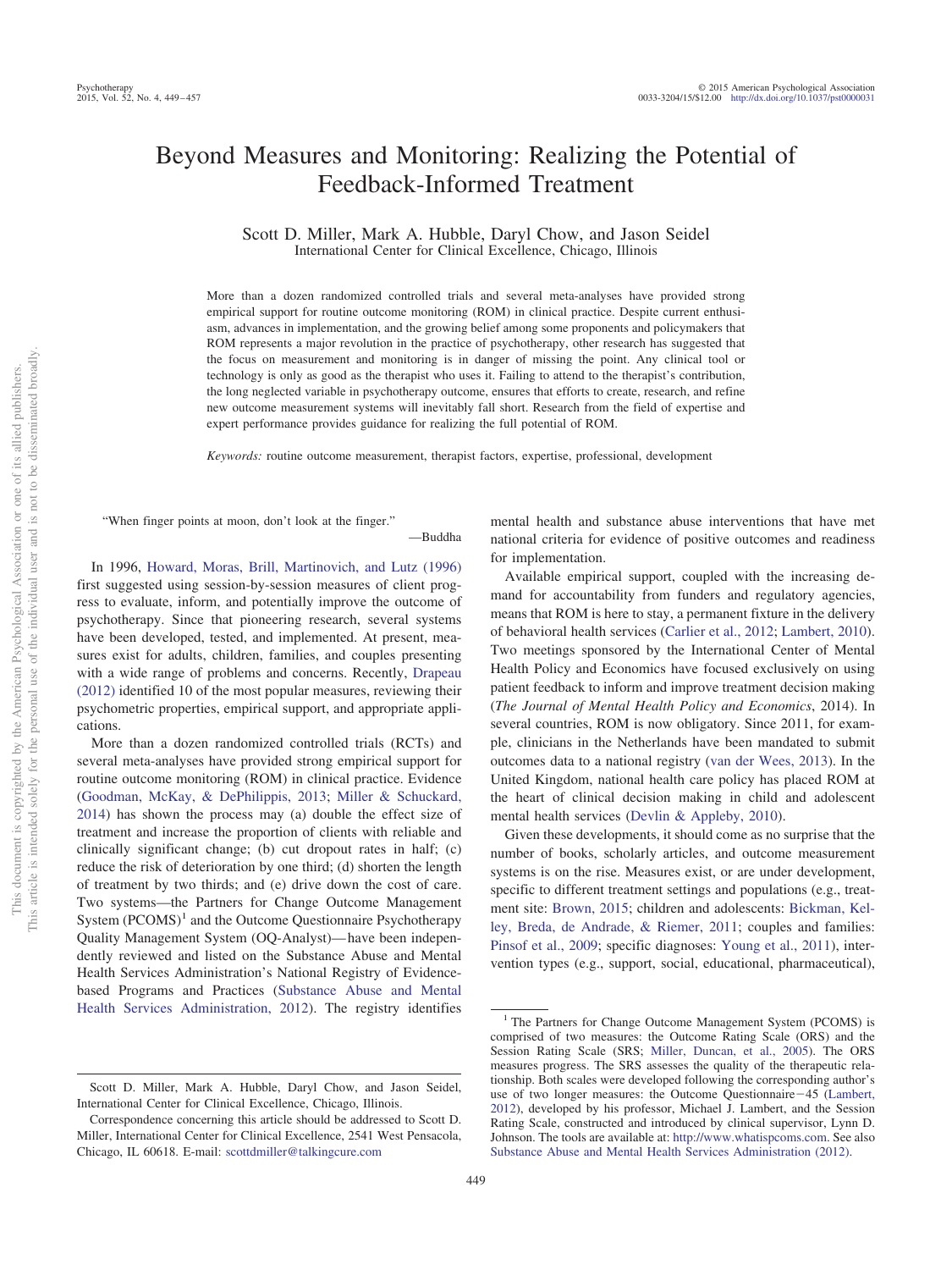# Beyond Measures and Monitoring: Realizing the Potential of Feedback-Informed Treatment

Scott D. Miller, Mark A. Hubble, Daryl Chow, and Jason Seidel
International Center for Clinical Excellence, Chicago, Illinois

More than a dozen randomized controlled trials and several meta-analyses have provided strong empirical support for routine outcome monitoring (ROM) in clinical practice. Despite current enthusiasm, advances in implementation, and the growing belief among some proponents and policymakers that ROM represents a major revolution in the practice of psychotherapy, other research has suggested that the focus on measurement and monitoring is in danger of missing the point. Any clinical tool or technology is only as good as the therapist who uses it. Failing to attend to the therapist's contribution, the long neglected variable in psychotherapy outcome, ensures that efforts to create, research, and refine new outcome measurement systems will inevitably fall short. Research from the field of expertise and expert performance provides guidance for realizing the full potential of ROM.

*Keywords:* routine outcome measurement, therapist factors, expertise, professional, development

"When finger points at moon, don't look at the finger."

—Buddha

In 1996, Howard, Moras, Brill, Martinovich, and Lutz (1996) first suggested using session-by-session measures of client progress to evaluate, inform, and potentially improve the outcome of psychotherapy. Since that pioneering research, several systems have been developed, tested, and implemented. At present, measures exist for adults, children, families, and couples presenting with a wide range of problems and concerns. Recently, Drapeau (2012) identified 10 of the most popular measures, reviewing their psychometric properties, empirical support, and appropriate applications.

More than a dozen randomized controlled trials (RCTs) and several meta-analyses have provided strong empirical support for routine outcome monitoring (ROM) in clinical practice. Evidence (Goodman, McKay, & DePhilippis, 2013; Miller & Schuckard, 2014) has shown the process may (a) double the effect size of treatment and increase the proportion of clients with reliable and clinically significant change; (b) cut dropout rates in half; (c) reduce the risk of deterioration by one third; (d) shorten the length of treatment by two thirds; and (e) drive down the cost of care. Two systems—the Partners for Change Outcome Management System (PCOMS)[1] and the Outcome Questionnaire Psychotherapy Quality Management System (OQ-Analyst)—have been independently reviewed and listed on the Substance Abuse and Mental Health Services Administration's National Registry of Evidence-based Programs and Practices (Substance Abuse and Mental Health Services Administration, 2012). The registry identifies mental health and substance abuse interventions that have met national criteria for evidence of positive outcomes and readiness for implementation.

Available empirical support, coupled with the increasing demand for accountability from funders and regulatory agencies, means that ROM is here to stay, a permanent fixture in the delivery of behavioral health services (Carlier et al., 2012; Lambert, 2010). Two meetings sponsored by the International Center of Mental Health Policy and Economics have focused exclusively on using patient feedback to inform and improve treatment decision making (*The Journal of Mental Health Policy and Economics*, 2014). In several countries, ROM is now obligatory. Since 2011, for example, clinicians in the Netherlands have been mandated to submit outcomes data to a national registry (van der Wees, 2013). In the United Kingdom, national health care policy has placed ROM at the heart of clinical decision making in child and adolescent mental health services (Devlin & Appleby, 2010).

Given these developments, it should come as no surprise that the number of books, scholarly articles, and outcome measurement systems is on the rise. Measures exist, or are under development, specific to different treatment settings and populations (e.g., treatment site: Brown, 2015; children and adolescents: Bickman, Kelley, Breda, de Andrade, & Riemer, 2011; couples and families: Pinsof et al., 2009; specific diagnoses: Young et al., 2011), intervention types (e.g., support, social, educational, pharmaceutical),

---

Scott D. Miller, Mark A. Hubble, Daryl Chow, and Jason Seidel, International Center for Clinical Excellence, Chicago, Illinois.

Correspondence concerning this article should be addressed to Scott D. Miller, International Center for Clinical Excellence, 2541 West Pensacola, Chicago, IL 60618. E-mail: scottdmiller@talkingcure.com

[1] The Partners for Change Outcome Management System (PCOMS) is comprised of two measures: the Outcome Rating Scale (ORS) and the Session Rating Scale (SRS; Miller, Duncan, et al., 2005). The ORS measures progress. The SRS assesses the quality of the therapeutic relationship. Both scales were developed following the corresponding author's use of two longer measures: the Outcome Questionnaire−45 (Lambert, 2012), developed by his professor, Michael J. Lambert, and the Session Rating Scale, constructed and introduced by clinical supervisor, Lynn D. Johnson. The tools are available at: http://www.whatispcoms.com. See also Substance Abuse and Mental Health Services Administration (2012).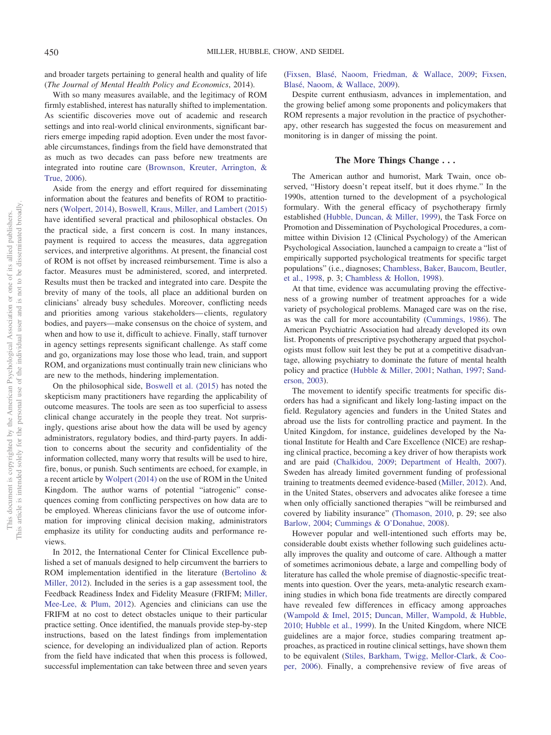and broader targets pertaining to general health and quality of life (*The Journal of Mental Health Policy and Economics*, 2014).

With so many measures available, and the legitimacy of ROM firmly established, interest has naturally shifted to implementation. As scientific discoveries move out of academic and research settings and into real-world clinical environments, significant barriers emerge impeding rapid adoption. Even under the most favorable circumstances, findings from the field have demonstrated that as much as two decades can pass before new treatments are integrated into routine care (Brownson, Kreuter, Arrington, & True, 2006).

Aside from the energy and effort required for disseminating information about the features and benefits of ROM to practitioners (Wolpert, 2014), Boswell, Kraus, Miller, and Lambert (2015) have identified several practical and philosophical obstacles. On the practical side, a first concern is cost. In many instances, payment is required to access the measures, data aggregation services, and interpretive algorithms. At present, the financial cost of ROM is not offset by increased reimbursement. Time is also a factor. Measures must be administered, scored, and interpreted. Results must then be tracked and integrated into care. Despite the brevity of many of the tools, all place an additional burden on clinicians' already busy schedules. Moreover, conflicting needs and priorities among various stakeholders—clients, regulatory bodies, and payers—make consensus on the choice of system, and when and how to use it, difficult to achieve. Finally, staff turnover in agency settings represents significant challenge. As staff come and go, organizations may lose those who lead, train, and support ROM, and organizations must continually train new clinicians who are new to the methods, hindering implementation.

On the philosophical side, Boswell et al. (2015) has noted the skepticism many practitioners have regarding the applicability of outcome measures. The tools are seen as too superficial to assess clinical change accurately in the people they treat. Not surprisingly, questions arise about how the data will be used by agency administrators, regulatory bodies, and third-party payers. In addition to concerns about the security and confidentiality of the information collected, many worry that results will be used to hire, fire, bonus, or punish. Such sentiments are echoed, for example, in a recent article by Wolpert (2014) on the use of ROM in the United Kingdom. The author warns of potential "iatrogenic" consequences coming from conflicting perspectives on how data are to be employed. Whereas clinicians favor the use of outcome information for improving clinical decision making, administrators emphasize its utility for conducting audits and performance reviews.

In 2012, the International Center for Clinical Excellence published a set of manuals designed to help circumvent the barriers to ROM implementation identified in the literature (Bertolino & Miller, 2012). Included in the series is a gap assessment tool, the Feedback Readiness Index and Fidelity Measure (FRIFM; Miller, Mee-Lee, & Plum, 2012). Agencies and clinicians can use the FRIFM at no cost to detect obstacles unique to their particular practice setting. Once identified, the manuals provide step-by-step instructions, based on the latest findings from implementation science, for developing an individualized plan of action. Reports from the field have indicated that when this process is followed, successful implementation can take between three and seven years (Fixsen, Blasé, Naoom, Friedman, & Wallace, 2009; Fixsen, Blasé, Naoom, & Wallace, 2009).

Despite current enthusiasm, advances in implementation, and the growing belief among some proponents and policymakers that ROM represents a major revolution in the practice of psychotherapy, other research has suggested the focus on measurement and monitoring is in danger of missing the point.

## The More Things Change . . .

The American author and humorist, Mark Twain, once observed, "History doesn't repeat itself, but it does rhyme." In the 1990s, attention turned to the development of a psychological formulary. With the general efficacy of psychotherapy firmly established (Hubble, Duncan, & Miller, 1999), the Task Force on Promotion and Dissemination of Psychological Procedures, a committee within Division 12 (Clinical Psychology) of the American Psychological Association, launched a campaign to create a "list of empirically supported psychological treatments for specific target populations" (i.e., diagnoses; Chambless, Baker, Baucom, Beutler, et al., 1998, p. 3; Chambless & Hollon, 1998).

At that time, evidence was accumulating proving the effectiveness of a growing number of treatment approaches for a wide variety of psychological problems. Managed care was on the rise, as was the call for more accountability (Cummings, 1986). The American Psychiatric Association had already developed its own list. Proponents of prescriptive psychotherapy argued that psychologists must follow suit lest they be put at a competitive disadvantage, allowing psychiatry to dominate the future of mental health policy and practice (Hubble & Miller, 2001; Nathan, 1997; Sanderson, 2003).

The movement to identify specific treatments for specific disorders has had a significant and likely long-lasting impact on the field. Regulatory agencies and funders in the United States and abroad use the lists for controlling practice and payment. In the United Kingdom, for instance, guidelines developed by the National Institute for Health and Care Excellence (NICE) are reshaping clinical practice, becoming a key driver of how therapists work and are paid (Chalkidou, 2009; Department of Health, 2007). Sweden has already limited government funding of professional training to treatments deemed evidence-based (Miller, 2012). And, in the United States, observers and advocates alike foresee a time when only officially sanctioned therapies "will be reimbursed and covered by liability insurance" (Thomason, 2010, p. 29; see also Barlow, 2004; Cummings & O'Donahue, 2008).

However popular and well-intentioned such efforts may be, considerable doubt exists whether following such guidelines actually improves the quality and outcome of care. Although a matter of sometimes acrimonious debate, a large and compelling body of literature has called the whole premise of diagnostic-specific treatments into question. Over the years, meta-analytic research examining studies in which bona fide treatments are directly compared have revealed few differences in efficacy among approaches (Wampold & Imel, 2015; Duncan, Miller, Wampold, & Hubble, 2010; Hubble et al., 1999). In the United Kingdom, where NICE guidelines are a major force, studies comparing treatment approaches, as practiced in routine clinical settings, have shown them to be equivalent (Stiles, Barkham, Twigg, Mellor-Clark, & Cooper, 2006). Finally, a comprehensive review of five areas of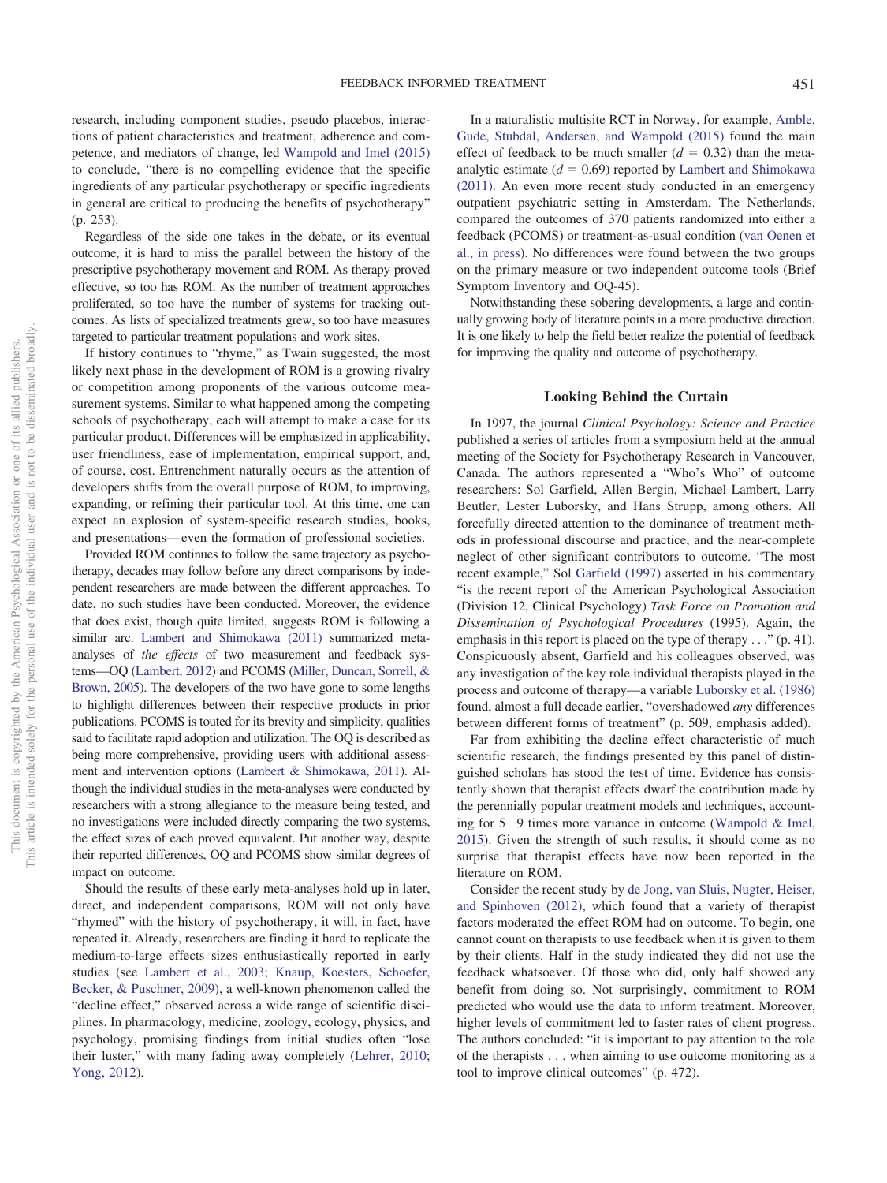research, including component studies, pseudo placebos, interactions of patient characteristics and treatment, adherence and competence, and mediators of change, led Wampold and Imel (2015) to conclude, "there is no compelling evidence that the specific ingredients of any particular psychotherapy or specific ingredients in general are critical to producing the benefits of psychotherapy" (p. 253).

Regardless of the side one takes in the debate, or its eventual outcome, it is hard to miss the parallel between the history of the prescriptive psychotherapy movement and ROM. As therapy proved effective, so too has ROM. As the number of treatment approaches proliferated, so too have the number of systems for tracking outcomes. As lists of specialized treatments grew, so too have measures targeted to particular treatment populations and work sites.

If history continues to "rhyme," as Twain suggested, the most likely next phase in the development of ROM is a growing rivalry or competition among proponents of the various outcome measurement systems. Similar to what happened among the competing schools of psychotherapy, each will attempt to make a case for its particular product. Differences will be emphasized in applicability, user friendliness, ease of implementation, empirical support, and, of course, cost. Entrenchment naturally occurs as the attention of developers shifts from the overall purpose of ROM, to improving, expanding, or refining their particular tool. At this time, one can expect an explosion of system-specific research studies, books, and presentations—even the formation of professional societies.

Provided ROM continues to follow the same trajectory as psychotherapy, decades may follow before any direct comparisons by independent researchers are made between the different approaches. To date, no such studies have been conducted. Moreover, the evidence that does exist, though quite limited, suggests ROM is following a similar arc. Lambert and Shimokawa (2011) summarized meta-analyses of *the effects* of two measurement and feedback systems—OQ (Lambert, 2012) and PCOMS (Miller, Duncan, Sorrell, & Brown, 2005). The developers of the two have gone to some lengths to highlight differences between their respective products in prior publications. PCOMS is touted for its brevity and simplicity, qualities said to facilitate rapid adoption and utilization. The OQ is described as being more comprehensive, providing users with additional assessment and intervention options (Lambert & Shimokawa, 2011). Although the individual studies in the meta-analyses were conducted by researchers with a strong allegiance to the measure being tested, and no investigations were included directly comparing the two systems, the effect sizes of each proved equivalent. Put another way, despite their reported differences, OQ and PCOMS show similar degrees of impact on outcome.

Should the results of these early meta-analyses hold up in later, direct, and independent comparisons, ROM will not only have "rhymed" with the history of psychotherapy, it will, in fact, have repeated it. Already, researchers are finding it hard to replicate the medium-to-large effects sizes enthusiastically reported in early studies (see Lambert et al., 2003; Knaup, Koesters, Schoefer, Becker, & Puschner, 2009), a well-known phenomenon called the "decline effect," observed across a wide range of scientific disciplines. In pharmacology, medicine, zoology, ecology, physics, and psychology, promising findings from initial studies often "lose their luster," with many fading away completely (Lehrer, 2010; Yong, 2012).

In a naturalistic multisite RCT in Norway, for example, Amble, Gude, Stubdal, Andersen, and Wampold (2015) found the main effect of feedback to be much smaller ($d = 0.32$) than the meta-analytic estimate ($d = 0.69$) reported by Lambert and Shimokawa (2011). An even more recent study conducted in an emergency outpatient psychiatric setting in Amsterdam, The Netherlands, compared the outcomes of 370 patients randomized into either a feedback (PCOMS) or treatment-as-usual condition (van Oenen et al., in press). No differences were found between the two groups on the primary measure or two independent outcome tools (Brief Symptom Inventory and OQ-45).

Notwithstanding these sobering developments, a large and continually growing body of literature points in a more productive direction. It is one likely to help the field better realize the potential of feedback for improving the quality and outcome of psychotherapy.

## Looking Behind the Curtain

In 1997, the journal *Clinical Psychology: Science and Practice* published a series of articles from a symposium held at the annual meeting of the Society for Psychotherapy Research in Vancouver, Canada. The authors represented a "Who's Who" of outcome researchers: Sol Garfield, Allen Bergin, Michael Lambert, Larry Beutler, Lester Luborsky, and Hans Strupp, among others. All forcefully directed attention to the dominance of treatment methods in professional discourse and practice, and the near-complete neglect of other significant contributors to outcome. "The most recent example," Sol Garfield (1997) asserted in his commentary "is the recent report of the American Psychological Association (Division 12, Clinical Psychology) *Task Force on Promotion and Dissemination of Psychological Procedures* (1995). Again, the emphasis in this report is placed on the type of therapy . . ." (p. 41). Conspicuously absent, Garfield and his colleagues observed, was any investigation of the key role individual therapists played in the process and outcome of therapy—a variable Luborsky et al. (1986) found, almost a full decade earlier, "overshadowed *any* differences between different forms of treatment" (p. 509, emphasis added).

Far from exhibiting the decline effect characteristic of much scientific research, the findings presented by this panel of distinguished scholars has stood the test of time. Evidence has consistently shown that therapist effects dwarf the contribution made by the perennially popular treatment models and techniques, accounting for 5−9 times more variance in outcome (Wampold & Imel, 2015). Given the strength of such results, it should come as no surprise that therapist effects have now been reported in the literature on ROM.

Consider the recent study by de Jong, van Sluis, Nugter, Heiser, and Spinhoven (2012), which found that a variety of therapist factors moderated the effect ROM had on outcome. To begin, one cannot count on therapists to use feedback when it is given to them by their clients. Half in the study indicated they did not use the feedback whatsoever. Of those who did, only half showed any benefit from doing so. Not surprisingly, commitment to ROM predicted who would use the data to inform treatment. Moreover, higher levels of commitment led to faster rates of client progress. The authors concluded: "it is important to pay attention to the role of the therapists . . . when aiming to use outcome monitoring as a tool to improve clinical outcomes" (p. 472).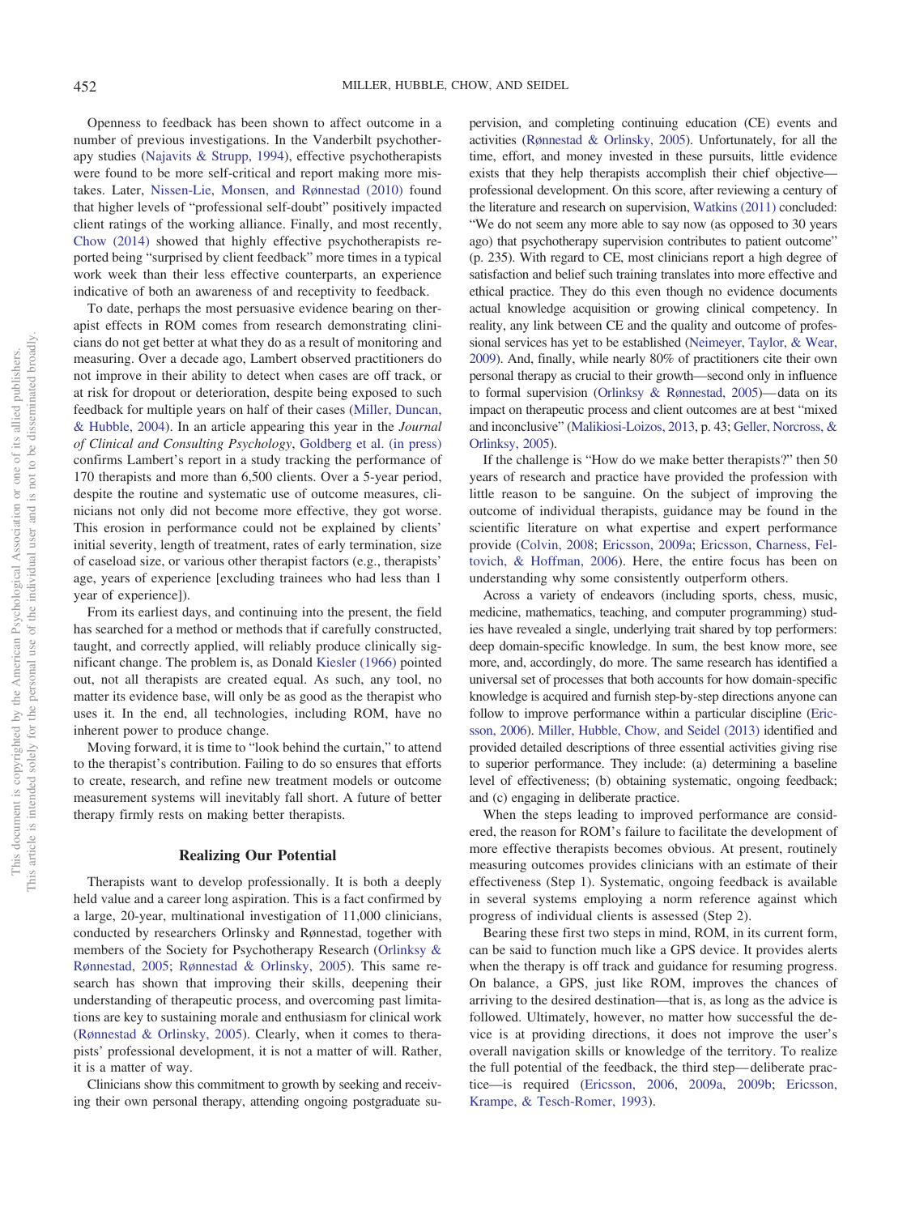Openness to feedback has been shown to affect outcome in a number of previous investigations. In the Vanderbilt psychotherapy studies (Najavits & Strupp, 1994), effective psychotherapists were found to be more self-critical and report making more mistakes. Later, Nissen-Lie, Monsen, and Rønnestad (2010) found that higher levels of "professional self-doubt" positively impacted client ratings of the working alliance. Finally, and most recently, Chow (2014) showed that highly effective psychotherapists reported being "surprised by client feedback" more times in a typical work week than their less effective counterparts, an experience indicative of both an awareness of and receptivity to feedback.

To date, perhaps the most persuasive evidence bearing on therapist effects in ROM comes from research demonstrating clinicians do not get better at what they do as a result of monitoring and measuring. Over a decade ago, Lambert observed practitioners do not improve in their ability to detect when cases are off track, or at risk for dropout or deterioration, despite being exposed to such feedback for multiple years on half of their cases (Miller, Duncan, & Hubble, 2004). In an article appearing this year in the *Journal of Clinical and Consulting Psychology*, Goldberg et al. (in press) confirms Lambert's report in a study tracking the performance of 170 therapists and more than 6,500 clients. Over a 5-year period, despite the routine and systematic use of outcome measures, clinicians not only did not become more effective, they got worse. This erosion in performance could not be explained by clients' initial severity, length of treatment, rates of early termination, size of caseload size, or various other therapist factors (e.g., therapists' age, years of experience [excluding trainees who had less than 1 year of experience]).

From its earliest days, and continuing into the present, the field has searched for a method or methods that if carefully constructed, taught, and correctly applied, will reliably produce clinically significant change. The problem is, as Donald Kiesler (1966) pointed out, not all therapists are created equal. As such, any tool, no matter its evidence base, will only be as good as the therapist who uses it. In the end, all technologies, including ROM, have no inherent power to produce change.

Moving forward, it is time to "look behind the curtain," to attend to the therapist's contribution. Failing to do so ensures that efforts to create, research, and refine new treatment models or outcome measurement systems will inevitably fall short. A future of better therapy firmly rests on making better therapists.

## Realizing Our Potential

Therapists want to develop professionally. It is both a deeply held value and a career long aspiration. This is a fact confirmed by a large, 20-year, multinational investigation of 11,000 clinicians, conducted by researchers Orlinsky and Rønnestad, together with members of the Society for Psychotherapy Research (Orlinksy & Rønnestad, 2005; Rønnestad & Orlinsky, 2005). This same research has shown that improving their skills, deepening their understanding of therapeutic process, and overcoming past limitations are key to sustaining morale and enthusiasm for clinical work (Rønnestad & Orlinsky, 2005). Clearly, when it comes to therapists' professional development, it is not a matter of will. Rather, it is a matter of way.

Clinicians show this commitment to growth by seeking and receiving their own personal therapy, attending ongoing postgraduate supervision, and completing continuing education (CE) events and activities (Rønnestad & Orlinsky, 2005). Unfortunately, for all the time, effort, and money invested in these pursuits, little evidence exists that they help therapists accomplish their chief objective—professional development. On this score, after reviewing a century of the literature and research on supervision, Watkins (2011) concluded: "We do not seem any more able to say now (as opposed to 30 years ago) that psychotherapy supervision contributes to patient outcome" (p. 235). With regard to CE, most clinicians report a high degree of satisfaction and belief such training translates into more effective and ethical practice. They do this even though no evidence documents actual knowledge acquisition or growing clinical competency. In reality, any link between CE and the quality and outcome of professional services has yet to be established (Neimeyer, Taylor, & Wear, 2009). And, finally, while nearly 80% of practitioners cite their own personal therapy as crucial to their growth—second only in influence to formal supervision (Orlinksy & Rønnestad, 2005)—data on its impact on therapeutic process and client outcomes are at best "mixed and inconclusive" (Malikiosi-Loizos, 2013, p. 43; Geller, Norcross, & Orlinksy, 2005).

If the challenge is "How do we make better therapists?" then 50 years of research and practice have provided the profession with little reason to be sanguine. On the subject of improving the outcome of individual therapists, guidance may be found in the scientific literature on what expertise and expert performance provide (Colvin, 2008; Ericsson, 2009a; Ericsson, Charness, Feltovich, & Hoffman, 2006). Here, the entire focus has been on understanding why some consistently outperform others.

Across a variety of endeavors (including sports, chess, music, medicine, mathematics, teaching, and computer programming) studies have revealed a single, underlying trait shared by top performers: deep domain-specific knowledge. In sum, the best know more, see more, and, accordingly, do more. The same research has identified a universal set of processes that both accounts for how domain-specific knowledge is acquired and furnish step-by-step directions anyone can follow to improve performance within a particular discipline (Ericsson, 2006). Miller, Hubble, Chow, and Seidel (2013) identified and provided detailed descriptions of three essential activities giving rise to superior performance. They include: (a) determining a baseline level of effectiveness; (b) obtaining systematic, ongoing feedback; and (c) engaging in deliberate practice.

When the steps leading to improved performance are considered, the reason for ROM's failure to facilitate the development of more effective therapists becomes obvious. At present, routinely measuring outcomes provides clinicians with an estimate of their effectiveness (Step 1). Systematic, ongoing feedback is available in several systems employing a norm reference against which progress of individual clients is assessed (Step 2).

Bearing these first two steps in mind, ROM, in its current form, can be said to function much like a GPS device. It provides alerts when the therapy is off track and guidance for resuming progress. On balance, a GPS, just like ROM, improves the chances of arriving to the desired destination—that is, as long as the advice is followed. Ultimately, however, no matter how successful the device is at providing directions, it does not improve the user's overall navigation skills or knowledge of the territory. To realize the full potential of the feedback, the third step—deliberate practice—is required (Ericsson, 2006, 2009a, 2009b; Ericsson, Krampe, & Tesch-Romer, 1993).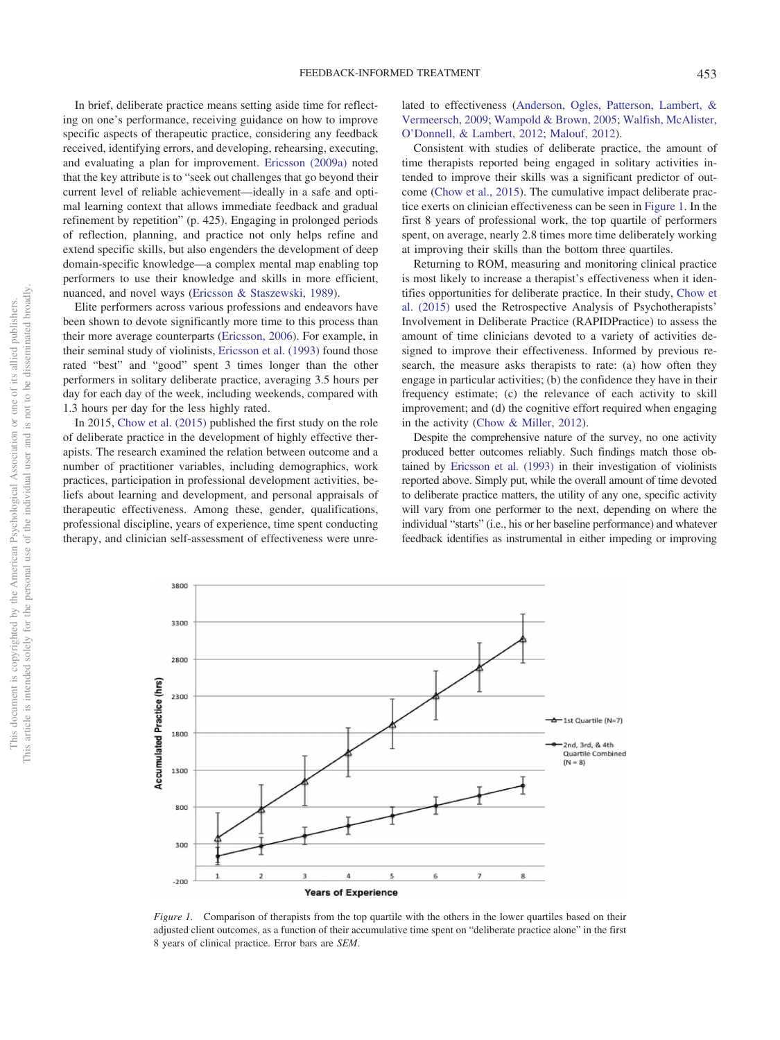In brief, deliberate practice means setting aside time for reflecting on one's performance, receiving guidance on how to improve specific aspects of therapeutic practice, considering any feedback received, identifying errors, and developing, rehearsing, executing, and evaluating a plan for improvement. Ericsson (2009a) noted that the key attribute is to "seek out challenges that go beyond their current level of reliable achievement—ideally in a safe and optimal learning context that allows immediate feedback and gradual refinement by repetition" (p. 425). Engaging in prolonged periods of reflection, planning, and practice not only helps refine and extend specific skills, but also engenders the development of deep domain-specific knowledge—a complex mental map enabling top performers to use their knowledge and skills in more efficient, nuanced, and novel ways (Ericsson & Staszewski, 1989).

Elite performers across various professions and endeavors have been shown to devote significantly more time to this process than their more average counterparts (Ericsson, 2006). For example, in their seminal study of violinists, Ericsson et al. (1993) found those rated "best" and "good" spent 3 times longer than the other performers in solitary deliberate practice, averaging 3.5 hours per day for each day of the week, including weekends, compared with 1.3 hours per day for the less highly rated.

In 2015, Chow et al. (2015) published the first study on the role of deliberate practice in the development of highly effective therapists. The research examined the relation between outcome and a number of practitioner variables, including demographics, work practices, participation in professional development activities, beliefs about learning and development, and personal appraisals of therapeutic effectiveness. Among these, gender, qualifications, professional discipline, years of experience, time spent conducting therapy, and clinician self-assessment of effectiveness were unrelated to effectiveness (Anderson, Ogles, Patterson, Lambert, & Vermeersch, 2009; Wampold & Brown, 2005; Walfish, McAlister, O'Donnell, & Lambert, 2012; Malouf, 2012).

Consistent with studies of deliberate practice, the amount of time therapists reported being engaged in solitary activities intended to improve their skills was a significant predictor of outcome (Chow et al., 2015). The cumulative impact deliberate practice exerts on clinician effectiveness can be seen in Figure 1. In the first 8 years of professional work, the top quartile of performers spent, on average, nearly 2.8 times more time deliberately working at improving their skills than the bottom three quartiles.

Returning to ROM, measuring and monitoring clinical practice is most likely to increase a therapist's effectiveness when it identifies opportunities for deliberate practice. In their study, Chow et al. (2015) used the Retrospective Analysis of Psychotherapists' Involvement in Deliberate Practice (RAPIDPractice) to assess the amount of time clinicians devoted to a variety of activities designed to improve their effectiveness. Informed by previous research, the measure asks therapists to rate: (a) how often they engage in particular activities; (b) the confidence they have in their frequency estimate; (c) the relevance of each activity to skill improvement; and (d) the cognitive effort required when engaging in the activity (Chow & Miller, 2012).

Despite the comprehensive nature of the survey, no one activity produced better outcomes reliably. Such findings match those obtained by Ericsson et al. (1993) in their investigation of violinists reported above. Simply put, while the overall amount of time devoted to deliberate practice matters, the utility of any one, specific activity will vary from one performer to the next, depending on where the individual "starts" (i.e., his or her baseline performance) and whatever feedback identifies as instrumental in either impeding or improving

*Figure 1.* Comparison of therapists from the top quartile with the others in the lower quartiles based on their adjusted client outcomes, as a function of their accumulative time spent on "deliberate practice alone" in the first 8 years of clinical practice. Error bars are *SEM*.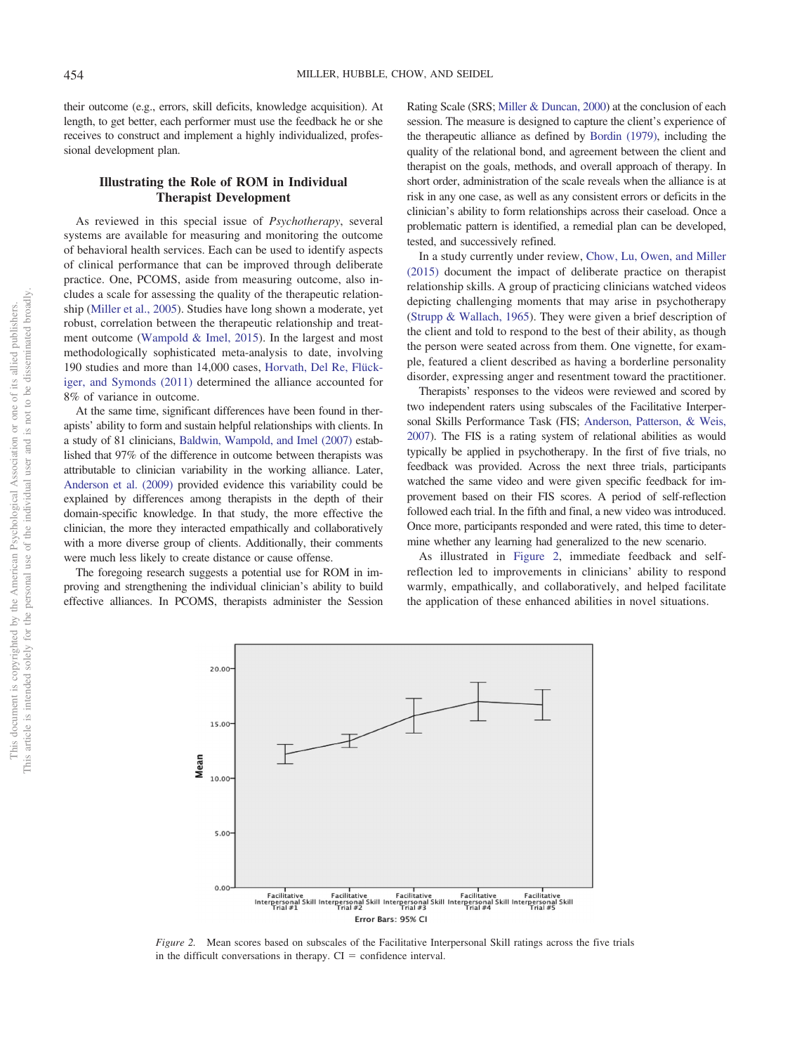their outcome (e.g., errors, skill deficits, knowledge acquisition). At length, to get better, each performer must use the feedback he or she receives to construct and implement a highly individualized, professional development plan.

## Illustrating the Role of ROM in Individual Therapist Development

As reviewed in this special issue of *Psychotherapy*, several systems are available for measuring and monitoring the outcome of behavioral health services. Each can be used to identify aspects of clinical performance that can be improved through deliberate practice. One, PCOMS, aside from measuring outcome, also includes a scale for assessing the quality of the therapeutic relationship (Miller et al., 2005). Studies have long shown a moderate, yet robust, correlation between the therapeutic relationship and treatment outcome (Wampold & Imel, 2015). In the largest and most methodologically sophisticated meta-analysis to date, involving 190 studies and more than 14,000 cases, Horvath, Del Re, Flückiger, and Symonds (2011) determined the alliance accounted for 8% of variance in outcome.

At the same time, significant differences have been found in therapists' ability to form and sustain helpful relationships with clients. In a study of 81 clinicians, Baldwin, Wampold, and Imel (2007) established that 97% of the difference in outcome between therapists was attributable to clinician variability in the working alliance. Later, Anderson et al. (2009) provided evidence this variability could be explained by differences among therapists in the depth of their domain-specific knowledge. In that study, the more effective the clinician, the more they interacted empathically and collaboratively with a more diverse group of clients. Additionally, their comments were much less likely to create distance or cause offense.

The foregoing research suggests a potential use for ROM in improving and strengthening the individual clinician's ability to build effective alliances. In PCOMS, therapists administer the Session Rating Scale (SRS; Miller & Duncan, 2000) at the conclusion of each session. The measure is designed to capture the client's experience of the therapeutic alliance as defined by Bordin (1979), including the quality of the relational bond, and agreement between the client and therapist on the goals, methods, and overall approach of therapy. In short order, administration of the scale reveals when the alliance is at risk in any one case, as well as any consistent errors or deficits in the clinician's ability to form relationships across their caseload. Once a problematic pattern is identified, a remedial plan can be developed, tested, and successively refined.

In a study currently under review, Chow, Lu, Owen, and Miller (2015) document the impact of deliberate practice on therapist relationship skills. A group of practicing clinicians watched videos depicting challenging moments that may arise in psychotherapy (Strupp & Wallach, 1965). They were given a brief description of the client and told to respond to the best of their ability, as though the person were seated across from them. One vignette, for example, featured a client described as having a borderline personality disorder, expressing anger and resentment toward the practitioner.

Therapists' responses to the videos were reviewed and scored by two independent raters using subscales of the Facilitative Interpersonal Skills Performance Task (FIS; Anderson, Patterson, & Weis, 2007). The FIS is a rating system of relational abilities as would typically be applied in psychotherapy. In the first of five trials, no feedback was provided. Across the next three trials, participants watched the same video and were given specific feedback for improvement based on their FIS scores. A period of self-reflection followed each trial. In the fifth and final, a new video was introduced. Once more, participants responded and were rated, this time to determine whether any learning had generalized to the new scenario.

As illustrated in Figure 2, immediate feedback and self-reflection led to improvements in clinicians' ability to respond warmly, empathically, and collaboratively, and helped facilitate the application of these enhanced abilities in novel situations.

20.00
15.00
10.00
5.00
0.00
Mean
Facilitative Interpersonal Skill Trial #1
Facilitative Interpersonal Skill Trial #2
Facilitative Interpersonal Skill Trial #3
Facilitative Interpersonal Skill Trial #4
Facilitative Interpersonal Skill Trial #5
Error Bars: 95% CI

*Figure 2.* Mean scores based on subscales of the Facilitative Interpersonal Skill ratings across the five trials in the difficult conversations in therapy. CI = confidence interval.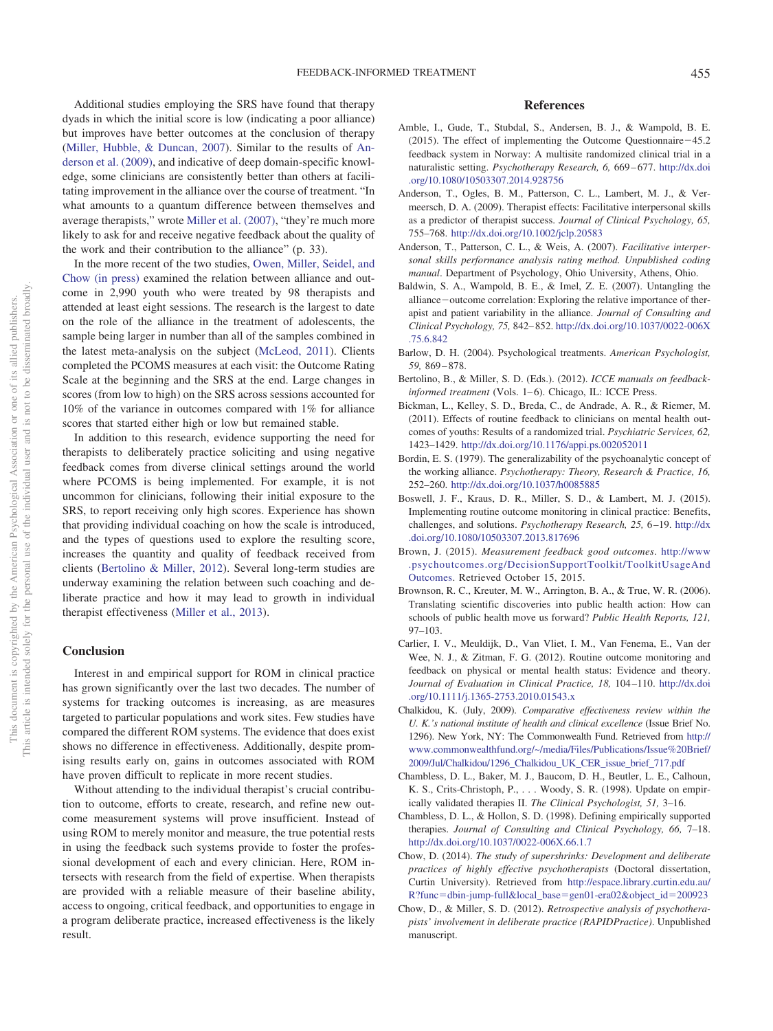Additional studies employing the SRS have found that therapy dyads in which the initial score is low (indicating a poor alliance) but improves have better outcomes at the conclusion of therapy (Miller, Hubble, & Duncan, 2007). Similar to the results of Anderson et al. (2009), and indicative of deep domain-specific knowledge, some clinicians are consistently better than others at facilitating improvement in the alliance over the course of treatment. "In what amounts to a quantum difference between themselves and average therapists," wrote Miller et al. (2007), "they're much more likely to ask for and receive negative feedback about the quality of the work and their contribution to the alliance" (p. 33).

In the more recent of the two studies, Owen, Miller, Seidel, and Chow (in press) examined the relation between alliance and outcome in 2,990 youth who were treated by 98 therapists and attended at least eight sessions. The research is the largest to date on the role of the alliance in the treatment of adolescents, the sample being larger in number than all of the samples combined in the latest meta-analysis on the subject (McLeod, 2011). Clients completed the PCOMS measures at each visit: the Outcome Rating Scale at the beginning and the SRS at the end. Large changes in scores (from low to high) on the SRS across sessions accounted for 10% of the variance in outcomes compared with 1% for alliance scores that started either high or low but remained stable.

In addition to this research, evidence supporting the need for therapists to deliberately practice soliciting and using negative feedback comes from diverse clinical settings around the world where PCOMS is being implemented. For example, it is not uncommon for clinicians, following their initial exposure to the SRS, to report receiving only high scores. Experience has shown that providing individual coaching on how the scale is introduced, and the types of questions used to explore the resulting score, increases the quantity and quality of feedback received from clients (Bertolino & Miller, 2012). Several long-term studies are underway examining the relation between such coaching and deliberate practice and how it may lead to growth in individual therapist effectiveness (Miller et al., 2013).

## Conclusion

Interest in and empirical support for ROM in clinical practice has grown significantly over the last two decades. The number of systems for tracking outcomes is increasing, as are measures targeted to particular populations and work sites. Few studies have compared the different ROM systems. The evidence that does exist shows no difference in effectiveness. Additionally, despite promising results early on, gains in outcomes associated with ROM have proven difficult to replicate in more recent studies.

Without attending to the individual therapist's crucial contribution to outcome, efforts to create, research, and refine new outcome measurement systems will prove insufficient. Instead of using ROM to merely monitor and measure, the true potential rests in using the feedback such systems provide to foster the professional development of each and every clinician. Here, ROM intersects with research from the field of expertise. When therapists are provided with a reliable measure of their baseline ability, access to ongoing, critical feedback, and opportunities to engage in a program deliberate practice, increased effectiveness is the likely result.

## References

Amble, I., Gude, T., Stubdal, S., Andersen, B. J., & Wampold, B. E. (2015). The effect of implementing the Outcome Questionnaire−45.2 feedback system in Norway: A multisite randomized clinical trial in a naturalistic setting. *Psychotherapy Research, 6,* 669–677. http://dx.doi.org/10.1080/10503307.2014.928756

Anderson, T., Ogles, B. M., Patterson, C. L., Lambert, M. J., & Vermeersch, D. A. (2009). Therapist effects: Facilitative interpersonal skills as a predictor of therapist success. *Journal of Clinical Psychology, 65,* 755–768. http://dx.doi.org/10.1002/jclp.20583

Anderson, T., Patterson, C. L., & Weis, A. (2007). *Facilitative interpersonal skills performance analysis rating method. Unpublished coding manual*. Department of Psychology, Ohio University, Athens, Ohio.

Baldwin, S. A., Wampold, B. E., & Imel, Z. E. (2007). Untangling the alliance−outcome correlation: Exploring the relative importance of therapist and patient variability in the alliance. *Journal of Consulting and Clinical Psychology, 75,* 842–852. http://dx.doi.org/10.1037/0022-006X.75.6.842

Barlow, D. H. (2004). Psychological treatments. *American Psychologist, 59,* 869–878.

Bertolino, B., & Miller, S. D. (Eds.). (2012). *ICCE manuals on feedback-informed treatment* (Vols. 1–6). Chicago, IL: ICCE Press.

Bickman, L., Kelley, S. D., Breda, C., de Andrade, A. R., & Riemer, M. (2011). Effects of routine feedback to clinicians on mental health outcomes of youths: Results of a randomized trial. *Psychiatric Services, 62,* 1423–1429. http://dx.doi.org/10.1176/appi.ps.002052011

Bordin, E. S. (1979). The generalizability of the psychoanalytic concept of the working alliance. *Psychotherapy: Theory, Research & Practice, 16,* 252–260. http://dx.doi.org/10.1037/h0085885

Boswell, J. F., Kraus, D. R., Miller, S. D., & Lambert, M. J. (2015). Implementing routine outcome monitoring in clinical practice: Benefits, challenges, and solutions. *Psychotherapy Research, 25,* 6–19. http://dx.doi.org/10.1080/10503307.2013.817696

Brown, J. (2015). *Measurement feedback good outcomes*. http://www.psychoutcomes.org/DecisionSupportToolkit/ToolkitUsageAndOutcomes. Retrieved October 15, 2015.

Brownson, R. C., Kreuter, M. W., Arrington, B. A., & True, W. R. (2006). Translating scientific discoveries into public health action: How can schools of public health move us forward? *Public Health Reports, 121,* 97–103.

Carlier, I. V., Meuldijk, D., Van Vliet, I. M., Van Fenema, E., Van der Wee, N. J., & Zitman, F. G. (2012). Routine outcome monitoring and feedback on physical or mental health status: Evidence and theory. *Journal of Evaluation in Clinical Practice, 18,* 104–110. http://dx.doi.org/10.1111/j.1365-2753.2010.01543.x

Chalkidou, K. (July, 2009). *Comparative effectiveness review within the U. K.'s national institute of health and clinical excellence* (Issue Brief No. 1296). New York, NY: The Commonwealth Fund. Retrieved from http://www.commonwealthfund.org/~/media/Files/Publications/Issue%20Brief/2009/Jul/Chalkidou/1296_Chalkidou_UK_CER_issue_brief_717.pdf

Chambless, D. L., Baker, M. J., Baucom, D. H., Beutler, L. E., Calhoun, K. S., Crits-Christoph, P., . . . Woody, S. R. (1998). Update on empirically validated therapies II. *The Clinical Psychologist, 51,* 3–16.

Chambless, D. L., & Hollon, S. D. (1998). Defining empirically supported therapies. *Journal of Consulting and Clinical Psychology, 66,* 7–18. http://dx.doi.org/10.1037/0022-006X.66.1.7

Chow, D. (2014). *The study of supershrinks: Development and deliberate practices of highly effective psychotherapists* (Doctoral dissertation, Curtin University). Retrieved from http://espace.library.curtin.edu.au/R?func=dbin-jump-full&local_base=gen01-era02&object_id=200923

Chow, D., & Miller, S. D. (2012). *Retrospective analysis of psychotherapists' involvement in deliberate practice (RAPIDPractice)*. Unpublished manuscript.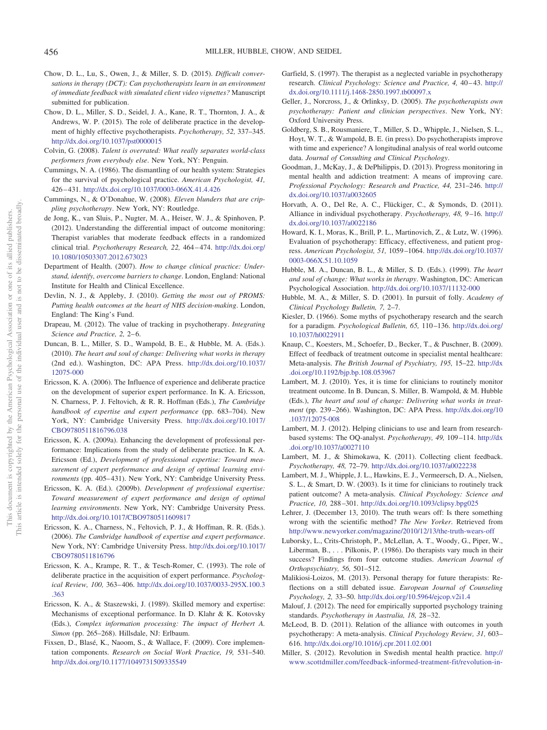Chow, D. L., Lu, S., Owen, J., & Miller, S. D. (2015). *Difficult conversations in therapy (DCT): Can psychotherapists learn in an environment of immediate feedback with simulated client video vignettes?* Manuscript submitted for publication.

Chow, D. L., Miller, S. D., Seidel, J. A., Kane, R. T., Thornton, J. A., & Andrews, W. P. (2015). The role of deliberate practice in the development of highly effective psychotherapists. *Psychotherapy, 52,* 337–345. http://dx.doi.org/10.1037/pst0000015

Colvin, G. (2008). *Talent is overrated: What really separates world-class performers from everybody else*. New York, NY: Penguin.

Cummings, N. A. (1986). The dismantling of our health system: Strategies for the survival of psychological practice. *American Psychologist, 41,* 426–431. http://dx.doi.org/10.1037/0003-066X.41.4.426

Cummings, N., & O'Donahue, W. (2008). *Eleven blunders that are crippling psychotherapy*. New York, NY: Routledge.

de Jong, K., van Sluis, P., Nugter, M. A., Heiser, W. J., & Spinhoven, P. (2012). Understanding the differential impact of outcome monitoring: Therapist variables that moderate feedback effects in a randomized clinical trial. *Psychotherapy Research, 22,* 464–474. http://dx.doi.org/10.1080/10503307.2012.673023

Department of Health. (2007). *How to change clinical practice: Understand, identify, overcome barriers to change*. London, England: National Institute for Health and Clinical Excellence.

Devlin, N. J., & Appleby, J. (2010). *Getting the most out of PROMS: Putting health outcomes at the heart of NHS decision-making*. London, England: The King's Fund.

Drapeau, M. (2012). The value of tracking in psychotherapy. *Integrating Science and Practice, 2,* 2–6.

Duncan, B. L., Miller, S. D., Wampold, B. E., & Hubble, M. A. (Eds.). (2010). *The heart and soul of change: Delivering what works in therapy* (2nd ed.). Washington, DC: APA Press. http://dx.doi.org/10.1037/12075-000

Ericsson, K. A. (2006). The Influence of experience and deliberate practice on the development of superior expert performance. In K. A. Ericsson, N. Charness, P. J. Feltovich, & R. R. Hoffman (Eds.), *The Cambridge handbook of expertise and expert performance* (pp. 683–704). New York, NY: Cambridge University Press. http://dx.doi.org/10.1017/CBO9780511816796.038

Ericsson, K. A. (2009a). Enhancing the development of professional performance: Implications from the study of deliberate practice. In K. A. Ericsson (Ed.), *Development of professional expertise: Toward measurement of expert performance and design of optimal learning environments* (pp. 405–431). New York, NY: Cambridge University Press.

Ericsson, K. A. (Ed.). (2009b). *Development of professional expertise: Toward measurement of expert performance and design of optimal learning environments*. New York, NY: Cambridge University Press. http://dx.doi.org/10.1017/CBO9780511609817

Ericsson, K. A., Charness, N., Feltovich, P. J., & Hoffman, R. R. (Eds.). (2006). *The Cambridge handbook of expertise and expert performance*. New York, NY: Cambridge University Press. http://dx.doi.org/10.1017/CBO9780511816796

Ericsson, K. A., Krampe, R. T., & Tesch-Romer, C. (1993). The role of deliberate practice in the acquisition of expert performance. *Psychological Review, 100,* 363–406. http://dx.doi.org/10.1037/0033-295X.100.3.363

Ericsson, K. A., & Staszewski, J. (1989). Skilled memory and expertise: Mechanisms of exceptional performance. In D. Klahr & K. Kotovsky (Eds.), *Complex information processing: The impact of Herbert A. Simon* (pp. 265–268). Hillsdale, NJ: Erlbaum.

Fixsen, D., Blasé, K., Naoom, S., & Wallace, F. (2009). Core implementation components. *Research on Social Work Practice, 19,* 531–540. http://dx.doi.org/10.1177/1049731509335549

Garfield, S. (1997). The therapist as a neglected variable in psychotherapy research. *Clinical Psychology: Science and Practice, 4,* 40–43. http://dx.doi.org/10.1111/j.1468-2850.1997.tb00097.x

Geller, J., Norcross, J., & Orlinksy, D. (2005). *The psychotherapists own psychotherapy: Patient and clinician perspectives*. New York, NY: Oxford University Press.

Goldberg, S. B., Rousmaniere, T., Miller, S. D., Whipple, J., Nielsen, S. L., Hoyt, W. T., & Wampold, B. E. (in press). Do psychotherapists improve with time and experience? A longitudinal analysis of real world outcome data. *Journal of Consulting and Clinical Psychology*.

Goodman, J., McKay, J., & DePhilippis, D. (2013). Progress monitoring in mental health and addiction treatment: A means of improving care. *Professional Psychology: Research and Practice, 44,* 231–246. http://dx.doi.org/10.1037/a0032605

Horvath, A. O., Del Re, A. C., Flückiger, C., & Symonds, D. (2011). Alliance in individual psychotherapy. *Psychotherapy, 48,* 9–16. http://dx.doi.org/10.1037/a0022186

Howard, K. I., Moras, K., Brill, P. L., Martinovich, Z., & Lutz, W. (1996). Evaluation of psychotherapy: Efficacy, effectiveness, and patient progress. *American Psychologist, 51,* 1059–1064. http://dx.doi.org/10.1037/0003-066X.51.10.1059

Hubble, M. A., Duncan, B. L., & Miller, S. D. (Eds.). (1999). *The heart and soul of change: What works in therapy*. Washington, DC: American Psychological Association. http://dx.doi.org/10.1037/11132-000

Hubble, M. A., & Miller, S. D. (2001). In pursuit of folly. *Academy of Clinical Psychology Bulletin, 7,* 2–7.

Kiesler, D. (1966). Some myths of psychotherapy research and the search for a paradigm. *Psychological Bulletin, 65,* 110–136. http://dx.doi.org/10.1037/h0022911

Knaup, C., Koesters, M., Schoefer, D., Becker, T., & Puschner, B. (2009). Effect of feedback of treatment outcome in specialist mental healthcare: Meta-analysis. *The British Journal of Psychiatry, 195,* 15–22. http://dx.doi.org/10.1192/bjp.bp.108.053967

Lambert, M. J. (2010). Yes, it is time for clinicians to routinely monitor treatment outcome. In B. Duncan, S. Miller, B. Wampold, & M. Hubble (Eds.), *The heart and soul of change: Delivering what works in treatment* (pp. 239–266). Washington, DC: APA Press. http://dx.doi.org/10.1037/12075-008

Lambert, M. J. (2012). Helping clinicians to use and learn from research-based systems: The OQ-analyst. *Psychotherapy, 49,* 109–114. http://dx.doi.org/10.1037/a0027110

Lambert, M. J., & Shimokawa, K. (2011). Collecting client feedback. *Psychotherapy, 48,* 72–79. http://dx.doi.org/10.1037/a0022238

Lambert, M. J., Whipple, J. L., Hawkins, E. J., Vermeersch, D. A., Nielsen, S. L., & Smart, D. W. (2003). Is it time for clinicians to routinely track patient outcome? *Clinical Psychology: Science and Practice, 10,* 288–301. http://dx.doi.org/10.1093/clipsy.bpg025

Lehrer, J. (December 13, 2010). The truth wears off: Is there something wrong with the scientific method? *The New Yorker*. Retrieved from http://www.newyorker.com/magazine/2010/12/13/the-truth-wears-off

Luborsky, L., Crits-Christoph, P., McLellan, A. T., Woody, G., Piper, W., Liberman, B., . . . Pilkonis, P. (1986). Do therapists vary much in their success? Findings from four outcome studies. *American Journal of Orthopsychiatry, 56,* 501–512.

Malikiosi-Loizos, M. (2013). Personal therapy for future therapists: Reflections on a still debated issue. *European Journal of Counseling Psychology, 2,* 33–50. http://dx.doi.org/10.5964/ejcop.v2i1.4

Malouf, J. (2012). The need for empirically supported psychology training standards. *Psychotherapy in Australia, 18,* 28–32.

McLeod, B. D. (2011). Relation of the alliance with outcomes in youth psychotherapy: A meta-analysis. *Clinical Psychology Review, 31,* 603–616. http://dx.doi.org/10.1016/j.cpr.2011.02.001

Miller, S. (2012). Revolution in Swedish mental health practice. http://www.scottdmiller.com/feedback-informed-treatment-fit/revolution-in-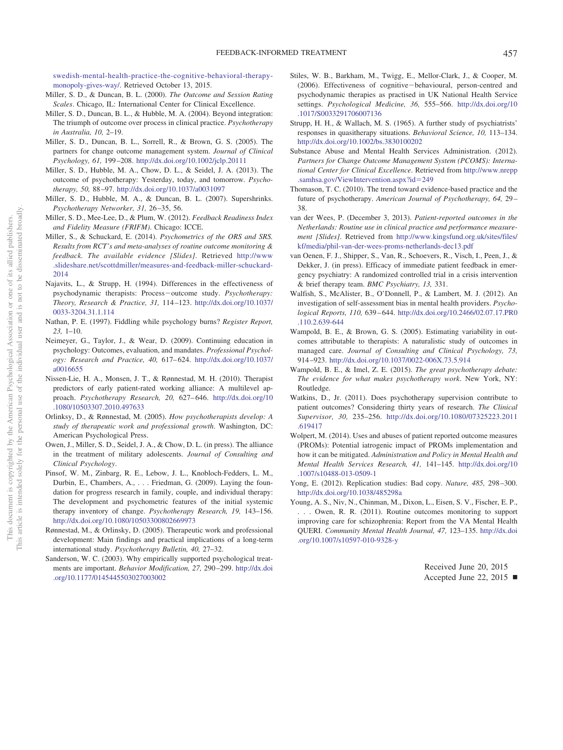swedish-mental-health-practice-the-cognitive-behavioral-therapy-monopoly-gives-way/. Retrieved October 13, 2015.

Miller, S. D., & Duncan, B. L. (2000). *The Outcome and Session Rating Scales*. Chicago, IL: International Center for Clinical Excellence.

Miller, S. D., Duncan, B. L., & Hubble, M. A. (2004). Beyond integration: The triumph of outcome over process in clinical practice. *Psychotherapy in Australia, 10,* 2–19.

Miller, S. D., Duncan, B. L., Sorrell, R., & Brown, G. S. (2005). The partners for change outcome management system. *Journal of Clinical Psychology, 61,* 199–208. http://dx.doi.org/10.1002/jclp.20111

Miller, S. D., Hubble, M. A., Chow, D. L., & Seidel, J. A. (2013). The outcome of psychotherapy: Yesterday, today, and tomorrow. *Psychotherapy, 50,* 88–97. http://dx.doi.org/10.1037/a0031097

Miller, S. D., Hubble, M. A., & Duncan, B. L. (2007). Supershrinks. *Psychotherapy Networker, 31,* 26–35, 56.

Miller, S. D., Mee-Lee, D., & Plum, W. (2012). *Feedback Readiness Index and Fidelity Measure (FRIFM)*. Chicago: ICCE.

Miller, S., & Schuckard, E. (2014). *Psychometrics of the ORS and SRS. Results from RCT's and meta-analyses of routine outcome monitoring & feedback. The available evidence [Slides]*. Retrieved http://www.slideshare.net/scottdmiller/measures-and-feedback-miller-schuckard-2014

Najavits, L., & Strupp, H. (1994). Differences in the effectiveness of psychodynamic therapists: Process–outcome study. *Psychotherapy: Theory, Research & Practice, 31,* 114–123. http://dx.doi.org/10.1037/0033-3204.31.1.114

Nathan, P. E. (1997). Fiddling while psychology burns? *Register Report, 23,* 1–10.

Neimeyer, G., Taylor, J., & Wear, D. (2009). Continuing education in psychology: Outcomes, evaluation, and mandates. *Professional Psychology: Research and Practice, 40,* 617–624. http://dx.doi.org/10.1037/a0016655

Nissen-Lie, H. A., Monsen, J. T., & Rønnestad, M. H. (2010). Therapist predictors of early patient-rated working alliance: A multilevel approach. *Psychotherapy Research, 20,* 627–646. http://dx.doi.org/10.1080/10503307.2010.497633

Orlinksy, D., & Rønnestad, M. (2005). *How psychotherapists develop: A study of therapeutic work and professional growth*. Washington, DC: American Psychological Press.

Owen, J., Miller, S. D., Seidel, J. A., & Chow, D. L. (in press). The alliance in the treatment of military adolescents. *Journal of Consulting and Clinical Psychology*.

Pinsof, W. M., Zinbarg, R. E., Lebow, J. L., Knobloch-Fedders, L. M., Durbin, E., Chambers, A., . . . Friedman, G. (2009). Laying the foundation for progress research in family, couple, and individual therapy: The development and psychometric features of the initial systemic therapy inventory of change. *Psychotherapy Research, 19,* 143–156. http://dx.doi.org/10.1080/10503300802669973

Rønnestad, M., & Orlinsky, D. (2005). Therapeutic work and professional development: Main findings and practical implications of a long-term international study. *Psychotherapy Bulletin, 40,* 27–32.

Sanderson, W. C. (2003). Why empirically supported psychological treatments are important. *Behavior Modification, 27,* 290–299. http://dx.doi.org/10.1177/0145445503027003002

Stiles, W. B., Barkham, M., Twigg, E., Mellor-Clark, J., & Cooper, M. (2006). Effectiveness of cognitive–behavioural, person-centred and psychodynamic therapies as practised in UK National Health Service settings. *Psychological Medicine, 36,* 555–566. http://dx.doi.org/10.1017/S0033291706007136

Strupp, H. H., & Wallach, M. S. (1965). A further study of psychiatrists' responses in quasitherapy situations. *Behavioral Science, 10,* 113–134. http://dx.doi.org/10.1002/bs.3830100202

Substance Abuse and Mental Health Services Administration. (2012). *Partners for Change Outcome Management System (PCOMS): International Center for Clinical Excellence*. Retrieved from http://www.nrepp.samhsa.gov/ViewIntervention.aspx?id=249

Thomason, T. C. (2010). The trend toward evidence-based practice and the future of psychotherapy. *American Journal of Psychotherapy, 64,* 29–38.

van der Wees, P. (December 3, 2013). *Patient-reported outcomes in the Netherlands: Routine use in clinical practice and performance measurement [Slides]*. Retrieved from http://www.kingsfund.org.uk/sites/files/kf/media/phil-van-der-wees-proms-netherlands-dec13.pdf

van Oenen, F. J., Shipper, S., Van, R., Schoevers, R., Visch, I., Peen, J., & Dekker, J. (in press). Efficacy of immediate patient feedback in emergency psychiatry: A randomized controlled trial in a crisis intervention & brief therapy team. *BMC Psychiatry, 13,* 331.

Walfish, S., McAlister, B., O'Donnell, P., & Lambert, M. J. (2012). An investigation of self-assessment bias in mental health providers. *Psychological Reports, 110,* 639–644. http://dx.doi.org/10.2466/02.07.17.PR0.110.2.639-644

Wampold, B. E., & Brown, G. S. (2005). Estimating variability in outcomes attributable to therapists: A naturalistic study of outcomes in managed care. *Journal of Consulting and Clinical Psychology, 73,* 914–923. http://dx.doi.org/10.1037/0022-006X.73.5.914

Wampold, B. E., & Imel, Z. E. (2015). *The great psychotherapy debate: The evidence for what makes psychotherapy work*. New York, NY: Routledge.

Watkins, D., Jr. (2011). Does psychotherapy supervision contribute to patient outcomes? Considering thirty years of research. *The Clinical Supervisor, 30,* 235–256. http://dx.doi.org/10.1080/07325223.2011.619417

Wolpert, M. (2014). Uses and abuses of patient reported outcome measures (PROMs): Potential iatrogenic impact of PROMs implementation and how it can be mitigated. *Administration and Policy in Mental Health and Mental Health Services Research, 41,* 141–145. http://dx.doi.org/10.1007/s10488-013-0509-1

Yong, E. (2012). Replication studies: Bad copy. *Nature, 485,* 298–300. http://dx.doi.org/10.1038/485298a

Young, A. S., Niv, N., Chinman, M., Dixon, L., Eisen, S. V., Fischer, E. P., . . . Owen, R. R. (2011). Routine outcomes monitoring to support improving care for schizophrenia: Report from the VA Mental Health QUERI. *Community Mental Health Journal, 47,* 123–135. http://dx.doi.org/10.1007/s10597-010-9328-y

Received June 20, 2015
Accepted June 22, 2015 ■